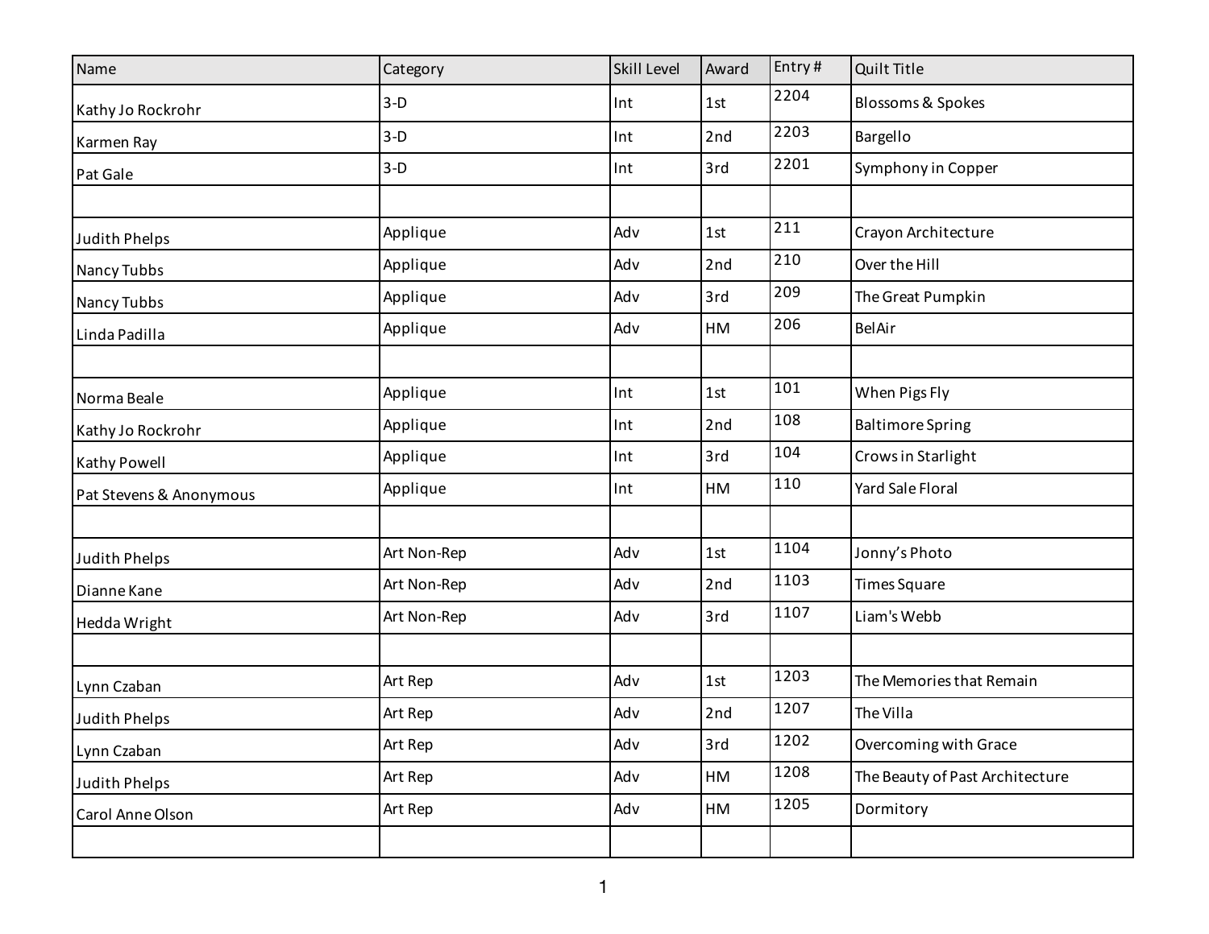| Name | Category | Skill Level | Award | Entry # | Quilt Title |
|---|---|---|---|---|---|
| Kathy Jo Rockrohr | 3-D | Int | 1st | 2204 | Blossoms & Spokes |
| Karmen Ray | 3-D | Int | 2nd | 2203 | Bargello |
| Pat Gale | 3-D | Int | 3rd | 2201 | Symphony in Copper |
| | | | | | |
| Judith Phelps | Applique | Adv | 1st | 211 | Crayon Architecture |
| Nancy Tubbs | Applique | Adv | 2nd | 210 | Over the Hill |
| Nancy Tubbs | Applique | Adv | 3rd | 209 | The Great Pumpkin |
| Linda Padilla | Applique | Adv | HM | 206 | BelAir |
| | | | | | |
| Norma Beale | Applique | Int | 1st | 101 | When Pigs Fly |
| Kathy Jo Rockrohr | Applique | Int | 2nd | 108 | Baltimore Spring |
| Kathy Powell | Applique | Int | 3rd | 104 | Crows in Starlight |
| Pat Stevens & Anonymous | Applique | Int | HM | 110 | Yard Sale Floral |
| | | | | | |
| Judith Phelps | Art Non-Rep | Adv | 1st | 1104 | Jonny’s Photo |
| Dianne Kane | Art Non-Rep | Adv | 2nd | 1103 | Times Square |
| Hedda Wright | Art Non-Rep | Adv | 3rd | 1107 | Liam's Webb |
| | | | | | |
| Lynn Czaban | Art Rep | Adv | 1st | 1203 | The Memories that Remain |
| Judith Phelps | Art Rep | Adv | 2nd | 1207 | The Villa |
| Lynn Czaban | Art Rep | Adv | 3rd | 1202 | Overcoming with Grace |
| Judith Phelps | Art Rep | Adv | HM | 1208 | The Beauty of Past Architecture |
| Carol Anne Olson | Art Rep | Adv | HM | 1205 | Dormitory |
| | | | | | |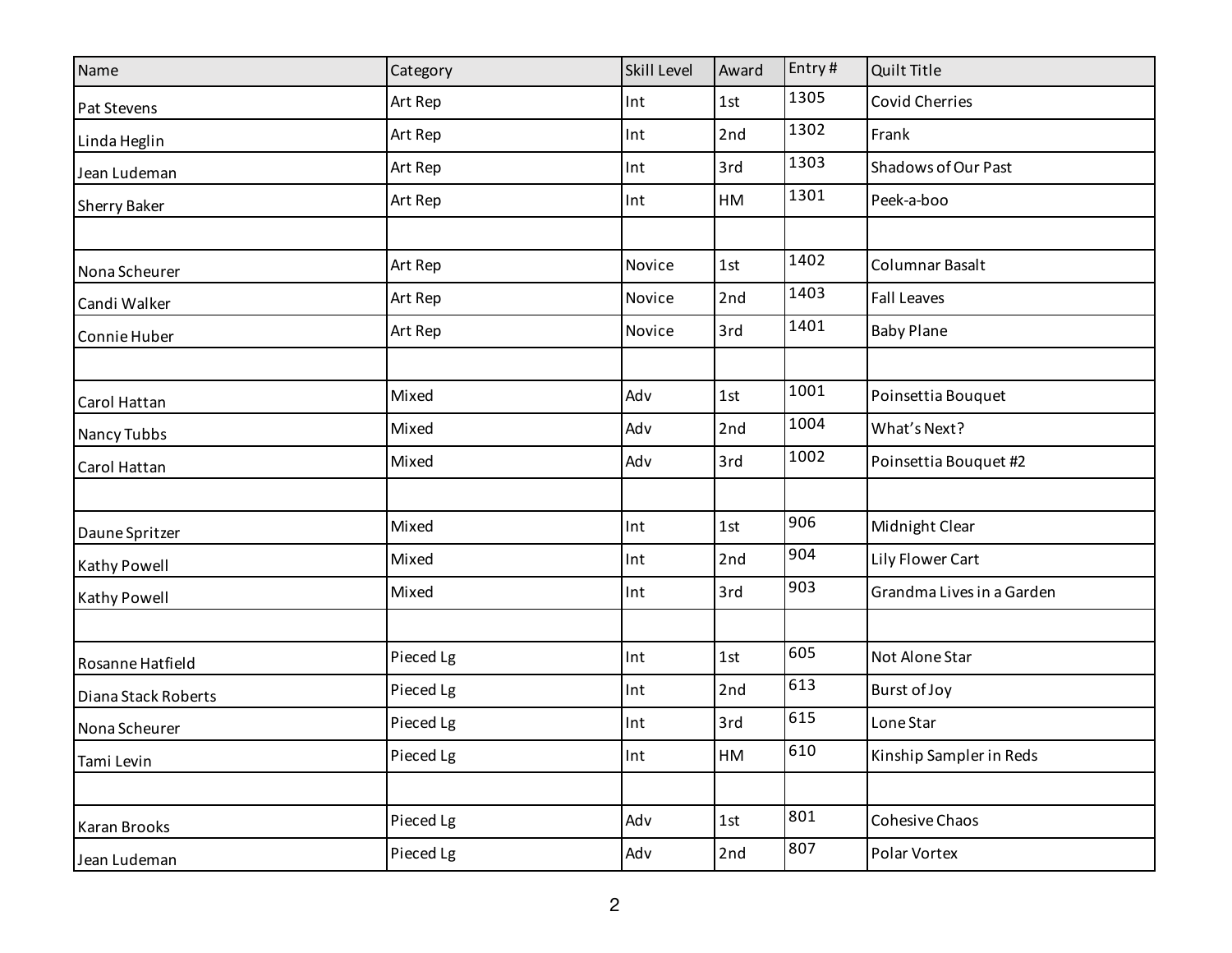| Name | Category | Skill Level | Award | Entry # | Quilt Title |
|---|---|---|---|---|---|
| Pat Stevens | Art Rep | Int | 1st | 1305 | Covid Cherries |
| Linda Heglin | Art Rep | Int | 2nd | 1302 | Frank |
| Jean Ludeman | Art Rep | Int | 3rd | 1303 | Shadows of Our Past |
| Sherry Baker | Art Rep | Int | HM | 1301 | Peek-a-boo |
| | | | | | |
| Nona Scheurer | Art Rep | Novice | 1st | 1402 | Columnar Basalt |
| Candi Walker | Art Rep | Novice | 2nd | 1403 | Fall Leaves |
| Connie Huber | Art Rep | Novice | 3rd | 1401 | Baby Plane |
| | | | | | |
| Carol Hattan | Mixed | Adv | 1st | 1001 | Poinsettia Bouquet |
| Nancy Tubbs | Mixed | Adv | 2nd | 1004 | What's Next? |
| Carol Hattan | Mixed | Adv | 3rd | 1002 | Poinsettia Bouquet #2 |
| | | | | | |
| Daune Spritzer | Mixed | Int | 1st | 906 | Midnight Clear |
| Kathy Powell | Mixed | Int | 2nd | 904 | Lily Flower Cart |
| Kathy Powell | Mixed | Int | 3rd | 903 | Grandma Lives in a Garden |
| | | | | | |
| Rosanne Hatfield | Pieced Lg | Int | 1st | 605 | Not Alone Star |
| Diana Stack Roberts | Pieced Lg | Int | 2nd | 613 | Burst of Joy |
| Nona Scheurer | Pieced Lg | Int | 3rd | 615 | Lone Star |
| Tami Levin | Pieced Lg | Int | HM | 610 | Kinship Sampler in Reds |
| | | | | | |
| Karan Brooks | Pieced Lg | Adv | 1st | 801 | Cohesive Chaos |
| Jean Ludeman | Pieced Lg | Adv | 2nd | 807 | Polar Vortex |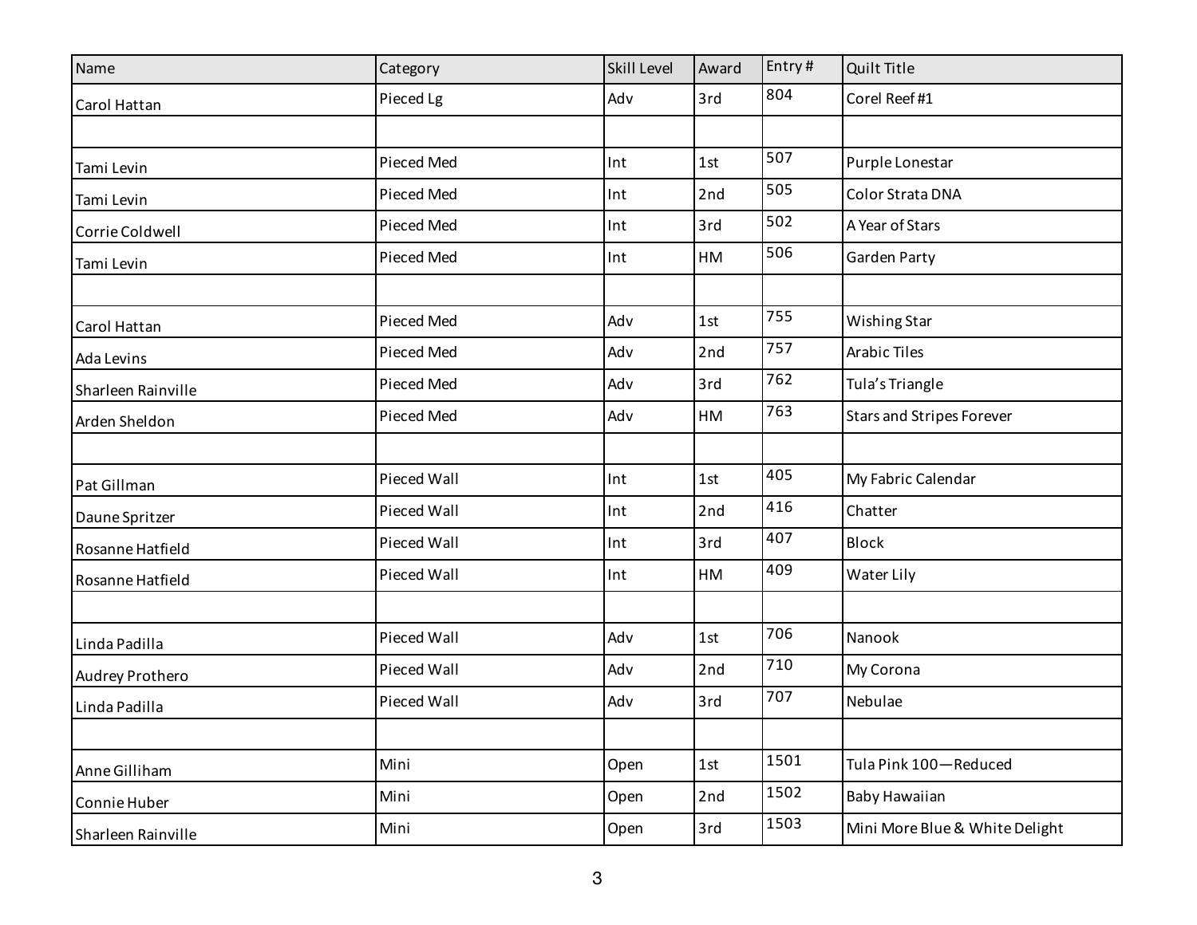| Name | Category | Skill Level | Award | Entry # | Quilt Title |
|---|---|---|---|---|---|
| Carol Hattan | Pieced Lg | Adv | 3rd | 804 | Corel Reef #1 |
| | | | | | |
| Tami Levin | Pieced Med | Int | 1st | 507 | Purple Lonestar |
| Tami Levin | Pieced Med | Int | 2nd | 505 | Color Strata DNA |
| Corrie Coldwell | Pieced Med | Int | 3rd | 502 | A Year of Stars |
| Tami Levin | Pieced Med | Int | HM | 506 | Garden Party |
| | | | | | |
| Carol Hattan | Pieced Med | Adv | 1st | 755 | Wishing Star |
| Ada Levins | Pieced Med | Adv | 2nd | 757 | Arabic Tiles |
| Sharleen Rainville | Pieced Med | Adv | 3rd | 762 | Tula's Triangle |
| Arden Sheldon | Pieced Med | Adv | HM | 763 | Stars and Stripes Forever |
| | | | | | |
| Pat Gillman | Pieced Wall | Int | 1st | 405 | My Fabric Calendar |
| Daune Spritzer | Pieced Wall | Int | 2nd | 416 | Chatter |
| Rosanne Hatfield | Pieced Wall | Int | 3rd | 407 | Block |
| Rosanne Hatfield | Pieced Wall | Int | HM | 409 | Water Lily |
| | | | | | |
| Linda Padilla | Pieced Wall | Adv | 1st | 706 | Nanook |
| Audrey Prothero | Pieced Wall | Adv | 2nd | 710 | My Corona |
| Linda Padilla | Pieced Wall | Adv | 3rd | 707 | Nebulae |
| | | | | | |
| Anne Gilliham | Mini | Open | 1st | 1501 | Tula Pink 100—Reduced |
| Connie Huber | Mini | Open | 2nd | 1502 | Baby Hawaiian |
| Sharleen Rainville | Mini | Open | 3rd | 1503 | Mini More Blue & White Delight |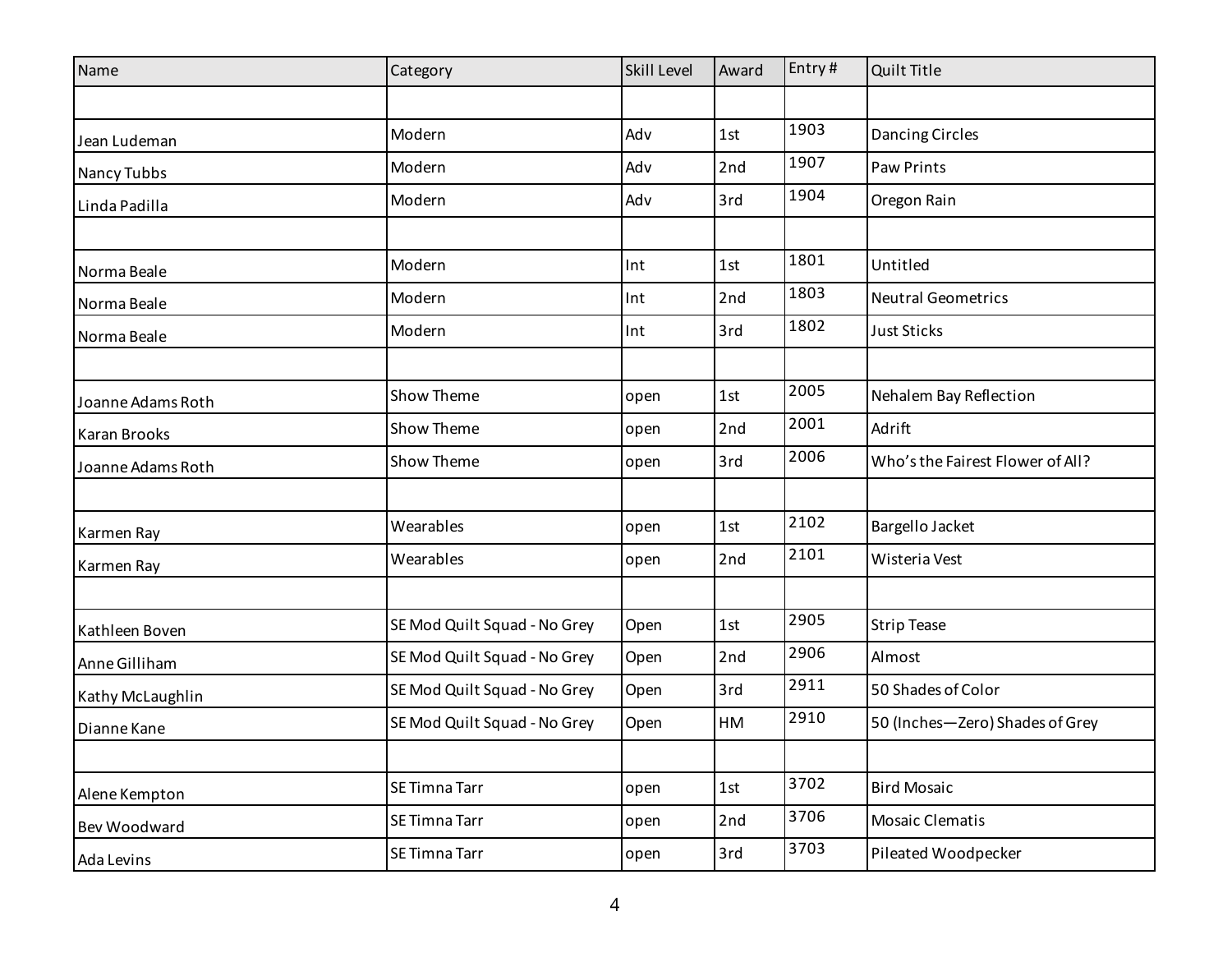| Name | Category | Skill Level | Award | Entry # | Quilt Title |
|---|---|---|---|---|---|
| | | | | | |
| Jean Ludeman | Modern | Adv | 1st | 1903 | Dancing Circles |
| Nancy Tubbs | Modern | Adv | 2nd | 1907 | Paw Prints |
| Linda Padilla | Modern | Adv | 3rd | 1904 | Oregon Rain |
| | | | | | |
| Norma Beale | Modern | Int | 1st | 1801 | Untitled |
| Norma Beale | Modern | Int | 2nd | 1803 | Neutral Geometrics |
| Norma Beale | Modern | Int | 3rd | 1802 | Just Sticks |
| | | | | | |
| Joanne Adams Roth | Show Theme | open | 1st | 2005 | Nehalem Bay Reflection |
| Karan Brooks | Show Theme | open | 2nd | 2001 | Adrift |
| Joanne Adams Roth | Show Theme | open | 3rd | 2006 | Who's the Fairest Flower of All? |
| | | | | | |
| Karmen Ray | Wearables | open | 1st | 2102 | Bargello Jacket |
| Karmen Ray | Wearables | open | 2nd | 2101 | Wisteria Vest |
| | | | | | |
| Kathleen Boven | SE Mod Quilt Squad - No Grey | Open | 1st | 2905 | Strip Tease |
| Anne Gilliham | SE Mod Quilt Squad - No Grey | Open | 2nd | 2906 | Almost |
| Kathy McLaughlin | SE Mod Quilt Squad - No Grey | Open | 3rd | 2911 | 50 Shades of Color |
| Dianne Kane | SE Mod Quilt Squad - No Grey | Open | HM | 2910 | 50 (Inches—Zero) Shades of Grey |
| | | | | | |
| Alene Kempton | SE Timna Tarr | open | 1st | 3702 | Bird Mosaic |
| Bev Woodward | SE Timna Tarr | open | 2nd | 3706 | Mosaic Clematis |
| Ada Levins | SE Timna Tarr | open | 3rd | 3703 | Pileated Woodpecker |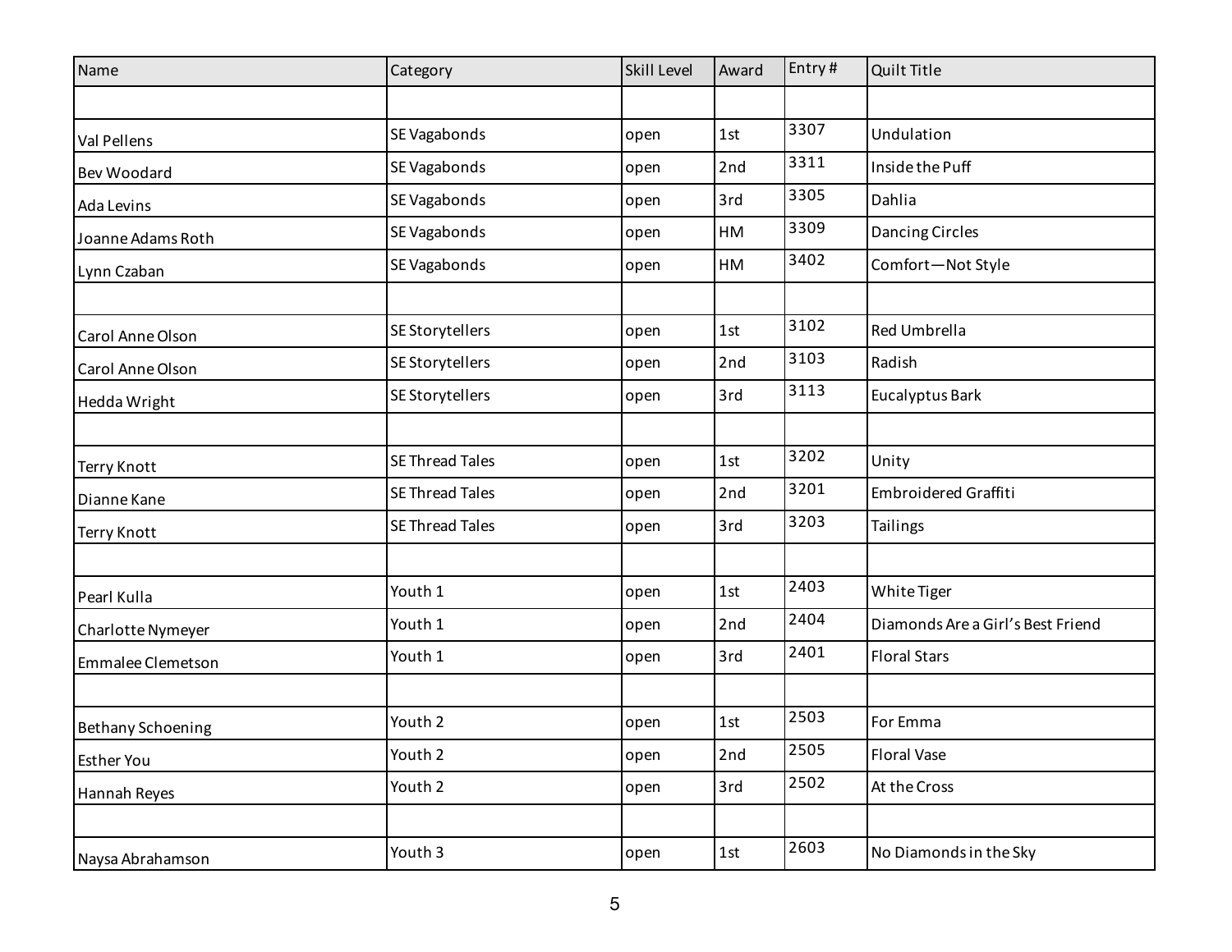| Name | Category | Skill Level | Award | Entry # | Quilt Title |
|---|---|---|---|---|---|
| | | | | | |
| Val Pellens | SE Vagabonds | open | 1st | 3307 | Undulation |
| Bev Woodard | SE Vagabonds | open | 2nd | 3311 | Inside the Puff |
| Ada Levins | SE Vagabonds | open | 3rd | 3305 | Dahlia |
| Joanne Adams Roth | SE Vagabonds | open | HM | 3309 | Dancing Circles |
| Lynn Czaban | SE Vagabonds | open | HM | 3402 | Comfort—Not Style |
| | | | | | |
| Carol Anne Olson | SE Storytellers | open | 1st | 3102 | Red Umbrella |
| Carol Anne Olson | SE Storytellers | open | 2nd | 3103 | Radish |
| Hedda Wright | SE Storytellers | open | 3rd | 3113 | Eucalyptus Bark |
| | | | | | |
| Terry Knott | SE Thread Tales | open | 1st | 3202 | Unity |
| Dianne Kane | SE Thread Tales | open | 2nd | 3201 | Embroidered Graffiti |
| Terry Knott | SE Thread Tales | open | 3rd | 3203 | Tailings |
| | | | | | |
| Pearl Kulla | Youth 1 | open | 1st | 2403 | White Tiger |
| Charlotte Nymeyer | Youth 1 | open | 2nd | 2404 | Diamonds Are a Girl's Best Friend |
| Emmalee Clemetson | Youth 1 | open | 3rd | 2401 | Floral Stars |
| | | | | | |
| Bethany Schoening | Youth 2 | open | 1st | 2503 | For Emma |
| Esther You | Youth 2 | open | 2nd | 2505 | Floral Vase |
| Hannah Reyes | Youth 2 | open | 3rd | 2502 | At the Cross |
| | | | | | |
| Naysa Abrahamson | Youth 3 | open | 1st | 2603 | No Diamonds in the Sky |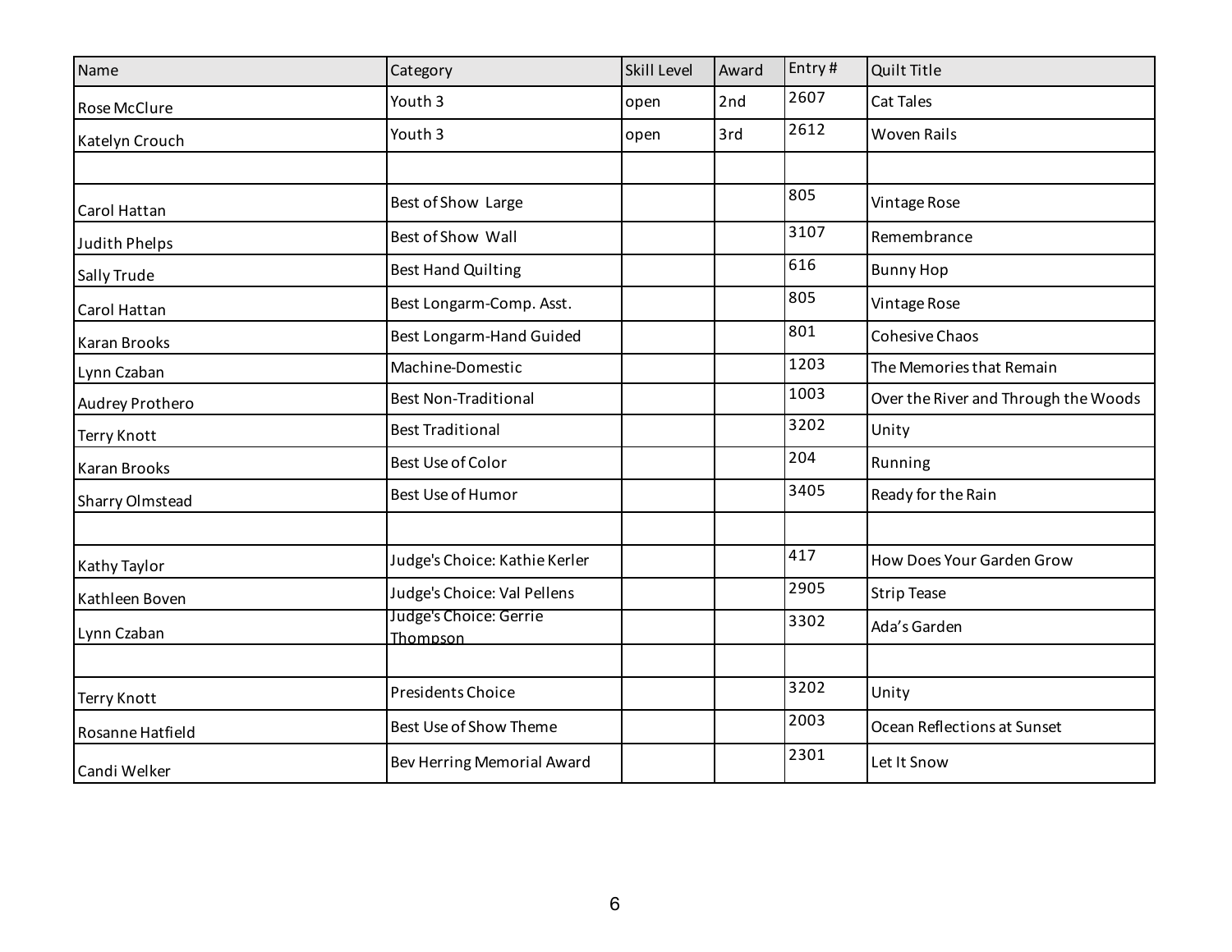| Name | Category | Skill Level | Award | Entry # | Quilt Title |
|---|---|---|---|---|---|
| Rose McClure | Youth 3 | open | 2nd | 2607 | Cat Tales |
| Katelyn Crouch | Youth 3 | open | 3rd | 2612 | Woven Rails |
| | | | | | |
| Carol Hattan | Best of Show Large | | | 805 | Vintage Rose |
| Judith Phelps | Best of Show Wall | | | 3107 | Remembrance |
| Sally Trude | Best Hand Quilting | | | 616 | Bunny Hop |
| Carol Hattan | Best Longarm-Comp. Asst. | | | 805 | Vintage Rose |
| Karan Brooks | Best Longarm-Hand Guided | | | 801 | Cohesive Chaos |
| Lynn Czaban | Machine-Domestic | | | 1203 | The Memories that Remain |
| Audrey Prothero | Best Non-Traditional | | | 1003 | Over the River and Through the Woods |
| Terry Knott | Best Traditional | | | 3202 | Unity |
| Karan Brooks | Best Use of Color | | | 204 | Running |
| Sharry Olmstead | Best Use of Humor | | | 3405 | Ready for the Rain |
| | | | | | |
| Kathy Taylor | Judge's Choice: Kathie Kerler | | | 417 | How Does Your Garden Grow |
| Kathleen Boven | Judge's Choice: Val Pellens | | | 2905 | Strip Tease |
| Lynn Czaban | Judge's Choice: Gerrie Thompson | | | 3302 | Ada's Garden |
| | | | | | |
| Terry Knott | Presidents Choice | | | 3202 | Unity |
| Rosanne Hatfield | Best Use of Show Theme | | | 2003 | Ocean Reflections at Sunset |
| Candi Welker | Bev Herring Memorial Award | | | 2301 | Let It Snow |